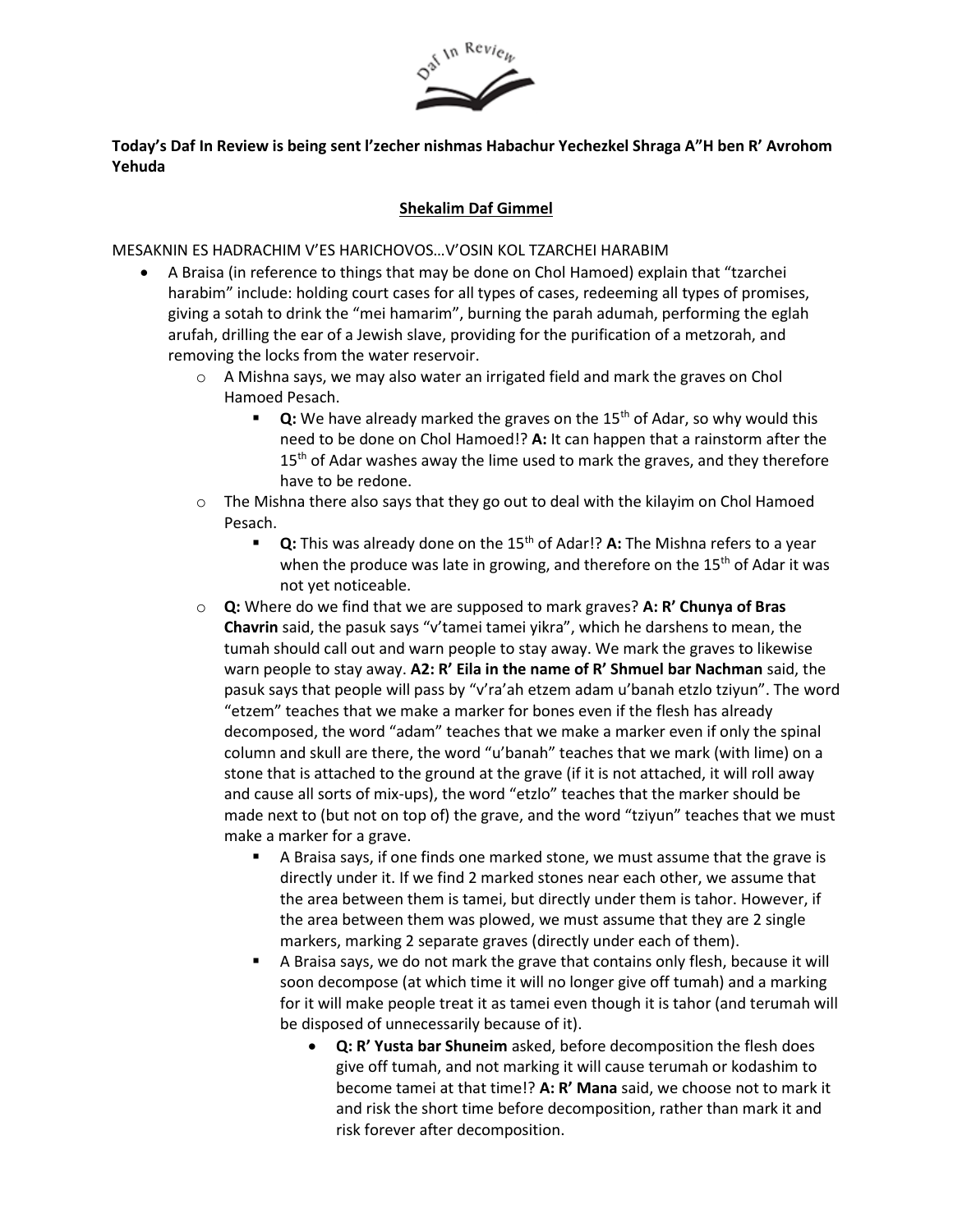**Today's Daf In Review is being sent l'zecher nishmas Habachur Yechezkel Shraga A"H ben R' Avrohom Yehuda**

**Shekalim Daf Gimmel**

MESAKNIN ES HADRACHIM V'ES HARICHOVOS…V'OSIN KOL TZARCHEI HARABIM

- A Braisa (in reference to things that may be done on Chol Hamoed) explain that "tzarchei harabim" include: holding court cases for all types of cases, redeeming all types of promises, giving a sotah to drink the "mei hamarim", burning the parah adumah, performing the eglah arufah, drilling the ear of a Jewish slave, providing for the purification of a metzorah, and removing the locks from the water reservoir.
  - A Mishna says, we may also water an irrigated field and mark the graves on Chol Hamoed Pesach.
    - **Q:** We have already marked the graves on the 15th of Adar, so why would this need to be done on Chol Hamoed!? **A:** It can happen that a rainstorm after the 15th of Adar washes away the lime used to mark the graves, and they therefore have to be redone.
  - The Mishna there also says that they go out to deal with the kilayim on Chol Hamoed Pesach.
    - **Q:** This was already done on the 15th of Adar!? **A:** The Mishna refers to a year when the produce was late in growing, and therefore on the 15th of Adar it was not yet noticeable.
  - **Q:** Where do we find that we are supposed to mark graves? **A: R' Chunya of Bras Chavrin** said, the pasuk says "v'tamei tamei yikra", which he darshens to mean, the tumah should call out and warn people to stay away. We mark the graves to likewise warn people to stay away. **A2: R' Eila in the name of R' Shmuel bar Nachman** said, the pasuk says that people will pass by "v'ra'ah etzem adam u'banah etzlo tziyun". The word "etzem" teaches that we make a marker for bones even if the flesh has already decomposed, the word "adam" teaches that we make a marker even if only the spinal column and skull are there, the word "u'banah" teaches that we mark (with lime) on a stone that is attached to the ground at the grave (if it is not attached, it will roll away and cause all sorts of mix-ups), the word "etzlo" teaches that the marker should be made next to (but not on top of) the grave, and the word "tziyun" teaches that we must make a marker for a grave.
    - A Braisa says, if one finds one marked stone, we must assume that the grave is directly under it. If we find 2 marked stones near each other, we assume that the area between them is tamei, but directly under them is tahor. However, if the area between them was plowed, we must assume that they are 2 single markers, marking 2 separate graves (directly under each of them).
    - A Braisa says, we do not mark the grave that contains only flesh, because it will soon decompose (at which time it will no longer give off tumah) and a marking for it will make people treat it as tamei even though it is tahor (and terumah will be disposed of unnecessarily because of it).
      - **Q: R' Yusta bar Shuneim** asked, before decomposition the flesh does give off tumah, and not marking it will cause terumah or kodashim to become tamei at that time!? **A: R' Mana** said, we choose not to mark it and risk the short time before decomposition, rather than mark it and risk forever after decomposition.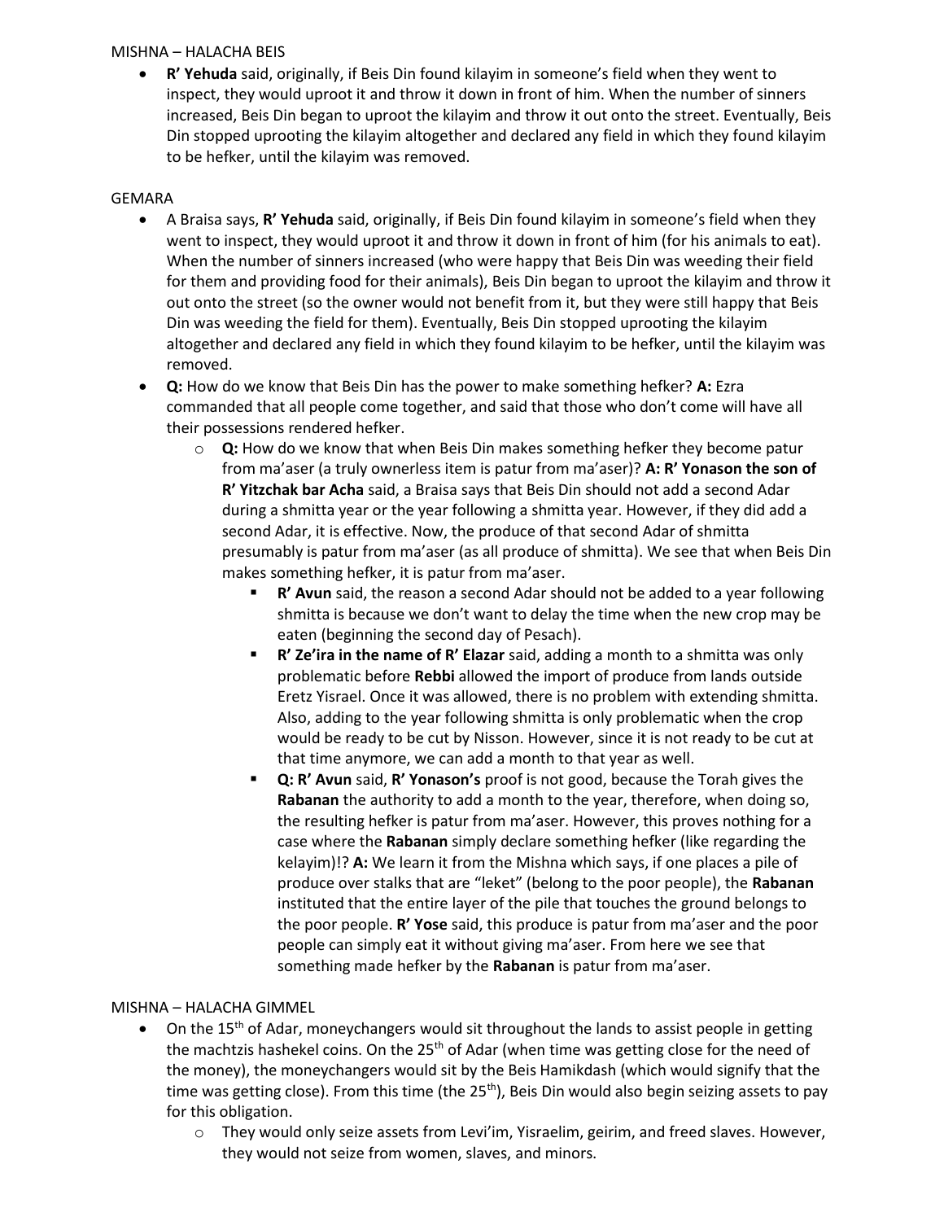MISHNA – HALACHA BEIS

- **R' Yehuda** said, originally, if Beis Din found kilayim in someone's field when they went to inspect, they would uproot it and throw it down in front of him. When the number of sinners increased, Beis Din began to uproot the kilayim and throw it out onto the street. Eventually, Beis Din stopped uprooting the kilayim altogether and declared any field in which they found kilayim to be hefker, until the kilayim was removed.

GEMARA

- A Braisa says, **R' Yehuda** said, originally, if Beis Din found kilayim in someone's field when they went to inspect, they would uproot it and throw it down in front of him (for his animals to eat). When the number of sinners increased (who were happy that Beis Din was weeding their field for them and providing food for their animals), Beis Din began to uproot the kilayim and throw it out onto the street (so the owner would not benefit from it, but they were still happy that Beis Din was weeding the field for them). Eventually, Beis Din stopped uprooting the kilayim altogether and declared any field in which they found kilayim to be hefker, until the kilayim was removed.
- **Q:** How do we know that Beis Din has the power to make something hefker? **A:** Ezra commanded that all people come together, and said that those who don't come will have all their possessions rendered hefker.
  - **Q:** How do we know that when Beis Din makes something hefker they become patur from ma'aser (a truly ownerless item is patur from ma'aser)? **A: R' Yonason the son of R' Yitzchak bar Acha** said, a Braisa says that Beis Din should not add a second Adar during a shmitta year or the year following a shmitta year. However, if they did add a second Adar, it is effective. Now, the produce of that second Adar of shmitta presumably is patur from ma'aser (as all produce of shmitta). We see that when Beis Din makes something hefker, it is patur from ma'aser.
    - **R' Avun** said, the reason a second Adar should not be added to a year following shmitta is because we don't want to delay the time when the new crop may be eaten (beginning the second day of Pesach).
    - **R' Ze'ira in the name of R' Elazar** said, adding a month to a shmitta was only problematic before **Rebbi** allowed the import of produce from lands outside Eretz Yisrael. Once it was allowed, there is no problem with extending shmitta. Also, adding to the year following shmitta is only problematic when the crop would be ready to be cut by Nisson. However, since it is not ready to be cut at that time anymore, we can add a month to that year as well.
    - **Q: R' Avun** said, **R' Yonason's** proof is not good, because the Torah gives the **Rabanan** the authority to add a month to the year, therefore, when doing so, the resulting hefker is patur from ma'aser. However, this proves nothing for a case where the **Rabanan** simply declare something hefker (like regarding the kelayim)!? **A:** We learn it from the Mishna which says, if one places a pile of produce over stalks that are "leket" (belong to the poor people), the **Rabanan** instituted that the entire layer of the pile that touches the ground belongs to the poor people. **R' Yose** said, this produce is patur from ma'aser and the poor people can simply eat it without giving ma'aser. From here we see that something made hefker by the **Rabanan** is patur from ma'aser.

MISHNA – HALACHA GIMMEL

- On the 15th of Adar, moneychangers would sit throughout the lands to assist people in getting the machtzis hashekel coins. On the 25th of Adar (when time was getting close for the need of the money), the moneychangers would sit by the Beis Hamikdash (which would signify that the time was getting close). From this time (the 25th), Beis Din would also begin seizing assets to pay for this obligation.
  - They would only seize assets from Levi'im, Yisraelim, geirim, and freed slaves. However, they would not seize from women, slaves, and minors.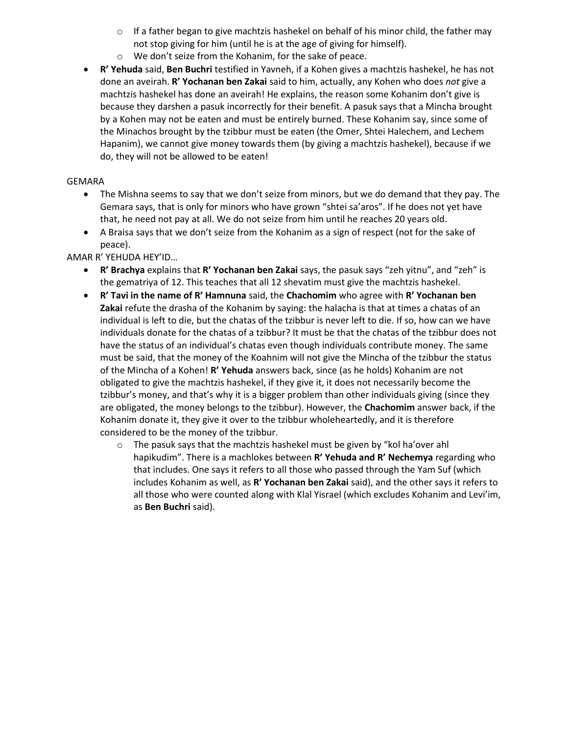- If a father began to give machtzis hashekel on behalf of his minor child, the father may not stop giving for him (until he is at the age of giving for himself).
    - We don't seize from the Kohanim, for the sake of peace.
- **R' Yehuda** said, **Ben Buchri** testified in Yavneh, if a Kohen gives a machtzis hashekel, he has not done an aveirah. **R' Yochanan ben Zakai** said to him, actually, any Kohen who does *not* give a machtzis hashekel has done an aveirah! He explains, the reason some Kohanim don't give is because they darshen a pasuk incorrectly for their benefit. A pasuk says that a Mincha brought by a Kohen may not be eaten and must be entirely burned. These Kohanim say, since some of the Minachos brought by the tzibbur must be eaten (the Omer, Shtei Halechem, and Lechem Hapanim), we cannot give money towards them (by giving a machtzis hashekel), because if we do, they will not be allowed to be eaten!

GEMARA

- The Mishna seems to say that we don't seize from minors, but we do demand that they pay. The Gemara says, that is only for minors who have grown "shtei sa'aros". If he does not yet have that, he need not pay at all. We do not seize from him until he reaches 20 years old.
- A Braisa says that we don't seize from the Kohanim as a sign of respect (not for the sake of peace).

AMAR R' YEHUDA HEY'ID…

- **R' Brachya** explains that **R' Yochanan ben Zakai** says, the pasuk says "zeh yitnu", and "zeh" is the gematriya of 12. This teaches that all 12 shevatim must give the machtzis hashekel.
- **R' Tavi in the name of R' Hamnuna** said, the **Chachomim** who agree with **R' Yochanan ben Zakai** refute the drasha of the Kohanim by saying: the halacha is that at times a chatas of an individual is left to die, but the chatas of the tzibbur is never left to die. If so, how can we have individuals donate for the chatas of a tzibbur? It must be that the chatas of the tzibbur does not have the status of an individual's chatas even though individuals contribute money. The same must be said, that the money of the Koahnim will not give the Mincha of the tzibbur the status of the Mincha of a Kohen! **R' Yehuda** answers back, since (as he holds) Kohanim are not obligated to give the machtzis hashekel, if they give it, it does not necessarily become the tzibbur's money, and that's why it is a bigger problem than other individuals giving (since they are obligated, the money belongs to the tzibbur). However, the **Chachomim** answer back, if the Kohanim donate it, they give it over to the tzibbur wholeheartedly, and it is therefore considered to be the money of the tzibbur.
    - The pasuk says that the machtzis hashekel must be given by "kol ha'over ahl hapikudim". There is a machlokes between **R' Yehuda and R' Nechemya** regarding who that includes. One says it refers to all those who passed through the Yam Suf (which includes Kohanim as well, as **R' Yochanan ben Zakai** said), and the other says it refers to all those who were counted along with Klal Yisrael (which excludes Kohanim and Levi'im, as **Ben Buchri** said).